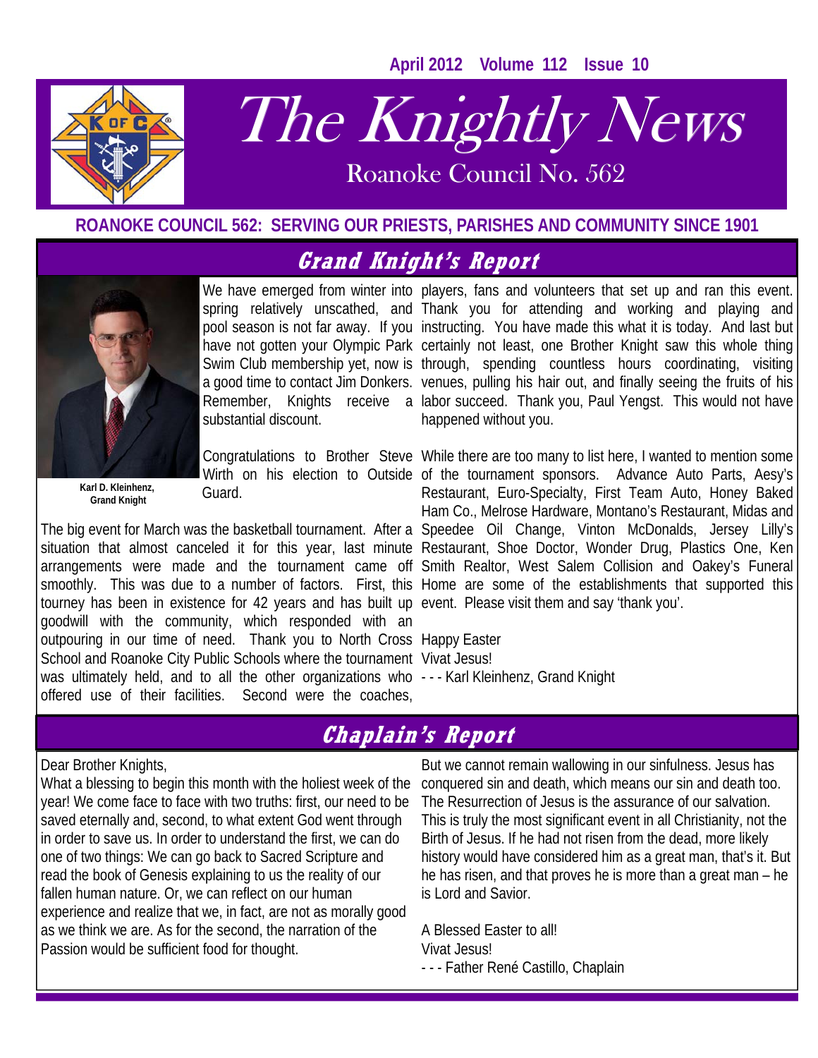April 2012 Volume 112 Issue 10

# The Knightly News

Roanoke Council No. 562

**ROANOKE COUNCIL 562: SERVING OUR PRIESTS, PARISHES AND COMMUNITY SINCE 1901**

## Grand Knight's Report

**Karl D. Kleinhenz, Grand Knight**

We have emerged from winter into spring relatively unscathed, and pool season is not far away. If you have not gotten your Olympic Park Swim Club membership yet, now is a good time to contact Jim Donkers. Remember, Knights receive a substantial discount.

Congratulations to Brother Steve Wirth on his election to Outside Guard.

The big event for March was the basketball tournament. After a situation that almost canceled it for this year, last minute arrangements were made and the tournament came off smoothly. This was due to a number of factors. First, this tourney has been in existence for 42 years and has built up goodwill with the community, which responded with an outpouring in our time of need. Thank you to North Cross School and Roanoke City Public Schools where the tournament was ultimately held, and to all the other organizations who offered use of their facilities. Second were the coaches, players, fans and volunteers that set up and ran this event. Thank you for attending and working and playing and instructing. You have made this what it is today. And last but certainly not least, one Brother Knight saw this whole thing through, spending countless hours coordinating, visiting venues, pulling his hair out, and finally seeing the fruits of his labor succeed. Thank you, Paul Yengst. This would not have happened without you.

While there are too many to list here, I wanted to mention some of the tournament sponsors. Advance Auto Parts, Aesy's Restaurant, Euro-Specialty, First Team Auto, Honey Baked Ham Co., Melrose Hardware, Montano's Restaurant, Midas and Speedee Oil Change, Vinton McDonalds, Jersey Lilly's Restaurant, Shoe Doctor, Wonder Drug, Plastics One, Ken Smith Realtor, West Salem Collision and Oakey's Funeral Home are some of the establishments that supported this event. Please visit them and say 'thank you'.

Happy Easter
Vivat Jesus!
- - - Karl Kleinhenz, Grand Knight

## Chaplain's Report

Dear Brother Knights,

What a blessing to begin this month with the holiest week of the year! We come face to face with two truths: first, our need to be saved eternally and, second, to what extent God went through in order to save us. In order to understand the first, we can do one of two things: We can go back to Sacred Scripture and read the book of Genesis explaining to us the reality of our fallen human nature. Or, we can reflect on our human experience and realize that we, in fact, are not as morally good as we think we are. As for the second, the narration of the Passion would be sufficient food for thought.

But we cannot remain wallowing in our sinfulness. Jesus has conquered sin and death, which means our sin and death too. The Resurrection of Jesus is the assurance of our salvation. This is truly the most significant event in all Christianity, not the Birth of Jesus. If he had not risen from the dead, more likely history would have considered him as a great man, that's it. But he has risen, and that proves he is more than a great man – he is Lord and Savior.

A Blessed Easter to all!
Vivat Jesus!
- - - Father René Castillo, Chaplain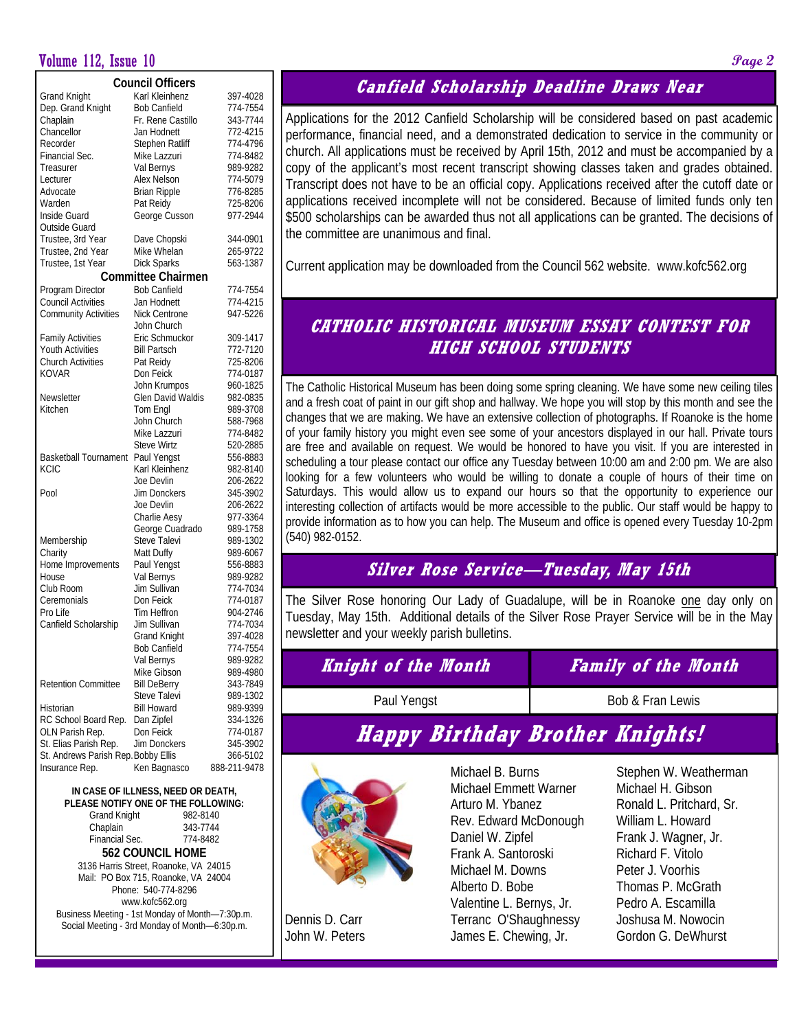## Council Officers

| | | |
|---|---|---|
| Grand Knight | Karl Kleinhenz | 397-4028 |
| Dep. Grand Knight | Bob Canfield | 774-7554 |
| Chaplain | Fr. Rene Castillo | 343-7744 |
| Chancellor | Jan Hodnett | 772-4215 |
| Recorder | Stephen Ratliff | 774-4796 |
| Financial Sec. | Mike Lazzuri | 774-8482 |
| Treasurer | Val Bernys | 989-9282 |
| Lecturer | Alex Nelson | 774-5079 |
| Advocate | Brian Ripple | 776-8285 |
| Warden | Pat Reidy | 725-8206 |
| Inside Guard | George Cusson | 977-2944 |
| Outside Guard | | |
| Trustee, 3rd Year | Dave Chopski | 344-0901 |
| Trustee, 2nd Year | Mike Whelan | 265-9722 |
| Trustee, 1st Year | Dick Sparks | 563-1387 |

## Committee Chairmen

| | | |
|---|---|---|
| Program Director | Bob Canfield | 774-7554 |
| Council Activities | Jan Hodnett | 774-4215 |
| Community Activities | Nick Centrone | 947-5226 |
| | John Church | |
| Family Activities | Eric Schmuckor | 309-1417 |
| Youth Activities | Bill Partsch | 772-7120 |
| Church Activities | Pat Reidy | 725-8206 |
| KOVAR | Don Feick | 774-0187 |
| | John Krumpos | 960-1825 |
| Newsletter | Glen David Waldis | 982-0835 |
| Kitchen | Tom Engl | 989-3708 |
| | John Church | 588-7968 |
| | Mike Lazzuri | 774-8482 |
| | Steve Wirtz | 520-2885 |
| Basketball Tournament | Paul Yengst | 556-8883 |
| KCIC | Karl Kleinhenz | 982-8140 |
| | Joe Devlin | 206-2622 |
| Pool | Jim Donckers | 345-3902 |
| | Joe Devlin | 206-2622 |
| | Charlie Aesy | 977-3364 |
| | George Cuadrado | 989-1758 |
| Membership | Steve Talevi | 989-1302 |
| Charity | Matt Duffy | 989-6067 |
| Home Improvements | Paul Yengst | 556-8883 |
| House | Val Bernys | 989-9282 |
| Club Room | Jim Sullivan | 774-7034 |
| Ceremonials | Don Feick | 774-0187 |
| Pro Life | Tim Heffron | 904-2746 |
| Canfield Scholarship | Jim Sullivan | 774-7034 |
| | Grand Knight | 397-4028 |
| | Bob Canfield | 774-7554 |
| | Val Bernys | 989-9282 |
| | Mike Gibson | 989-4980 |
| Retention Committee | Bill DeBerry | 343-7849 |
| | Steve Talevi | 989-1302 |
| Historian | Bill Howard | 989-9399 |
| RC School Board Rep. | Dan Zipfel | 334-1326 |
| OLN Parish Rep. | Don Feick | 774-0187 |
| St. Elias Parish Rep. | Jim Donckers | 345-3902 |
| St. Andrews Parish Rep. | Bobby Ellis | 366-5102 |
| Insurance Rep. | Ken Bagnasco | 888-211-9478 |

**IN CASE OF ILLNESS, NEED OR DEATH, PLEASE NOTIFY ONE OF THE FOLLOWING:**

| | |
|---|---|
| Grand Knight | 982-8140 |
| Chaplain | 343-7744 |
| Financial Sec. | 774-8482 |

**562 COUNCIL HOME**

3136 Harris Street, Roanoke, VA 24015
Mail: PO Box 715, Roanoke, VA 24004
Phone: 540-774-8296
www.kofc562.org
Business Meeting - 1st Monday of Month—7:30p.m.
Social Meeting - 3rd Monday of Month—6:30p.m.

## Canfield Scholarship Deadline Draws Near

Applications for the 2012 Canfield Scholarship will be considered based on past academic performance, financial need, and a demonstrated dedication to service in the community or church. All applications must be received by April 15th, 2012 and must be accompanied by a copy of the applicant's most recent transcript showing classes taken and grades obtained. Transcript does not have to be an official copy. Applications received after the cutoff date or applications received incomplete will not be considered. Because of limited funds only ten $500 scholarships can be awarded thus not all applications can be granted. The decisions of the committee are unanimous and final.

Current application may be downloaded from the Council 562 website. www.kofc562.org

## CATHOLIC HISTORICAL MUSEUM ESSAY CONTEST FOR HIGH SCHOOL STUDENTS

The Catholic Historical Museum has been doing some spring cleaning. We have some new ceiling tiles and a fresh coat of paint in our gift shop and hallway. We hope you will stop by this month and see the changes that we are making. We have an extensive collection of photographs. If Roanoke is the home of your family history you might even see some of your ancestors displayed in our hall. Private tours are free and available on request. We would be honored to have you visit. If you are interested in scheduling a tour please contact our office any Tuesday between 10:00 am and 2:00 pm. We are also looking for a few volunteers who would be willing to donate a couple of hours of their time on Saturdays. This would allow us to expand our hours so that the opportunity to experience our interesting collection of artifacts would be more accessible to the public. Our staff would be happy to provide information as to how you can help. The Museum and office is opened every Tuesday 10-2pm (540) 982-0152.

## Silver Rose Service—Tuesday, May 15th

The Silver Rose honoring Our Lady of Guadalupe, will be in Roanoke one day only on Tuesday, May 15th. Additional details of the Silver Rose Prayer Service will be in the May newsletter and your weekly parish bulletins.

| Knight of the Month | Family of the Month |
|---|---|
| Paul Yengst | Bob & Fran Lewis |

## Happy Birthday Brother Knights!

Dennis D. Carr
John W. Peters
Michael B. Burns
Michael Emmett Warner
Arturo M. Ybanez
Rev. Edward McDonough
Daniel W. Zipfel
Frank A. Santoroski
Michael M. Downs
Alberto D. Bobe
Valentine L. Bernys, Jr.
Terranc O'Shaughnessy
James E. Chewing, Jr.
Stephen W. Weatherman
Michael H. Gibson
Ronald L. Pritchard, Sr.
William L. Howard
Frank J. Wagner, Jr.
Richard F. Vitolo
Peter J. Voorhis
Thomas P. McGrath
Pedro A. Escamilla
Joshusa M. Nowocin
Gordon G. DeWhurst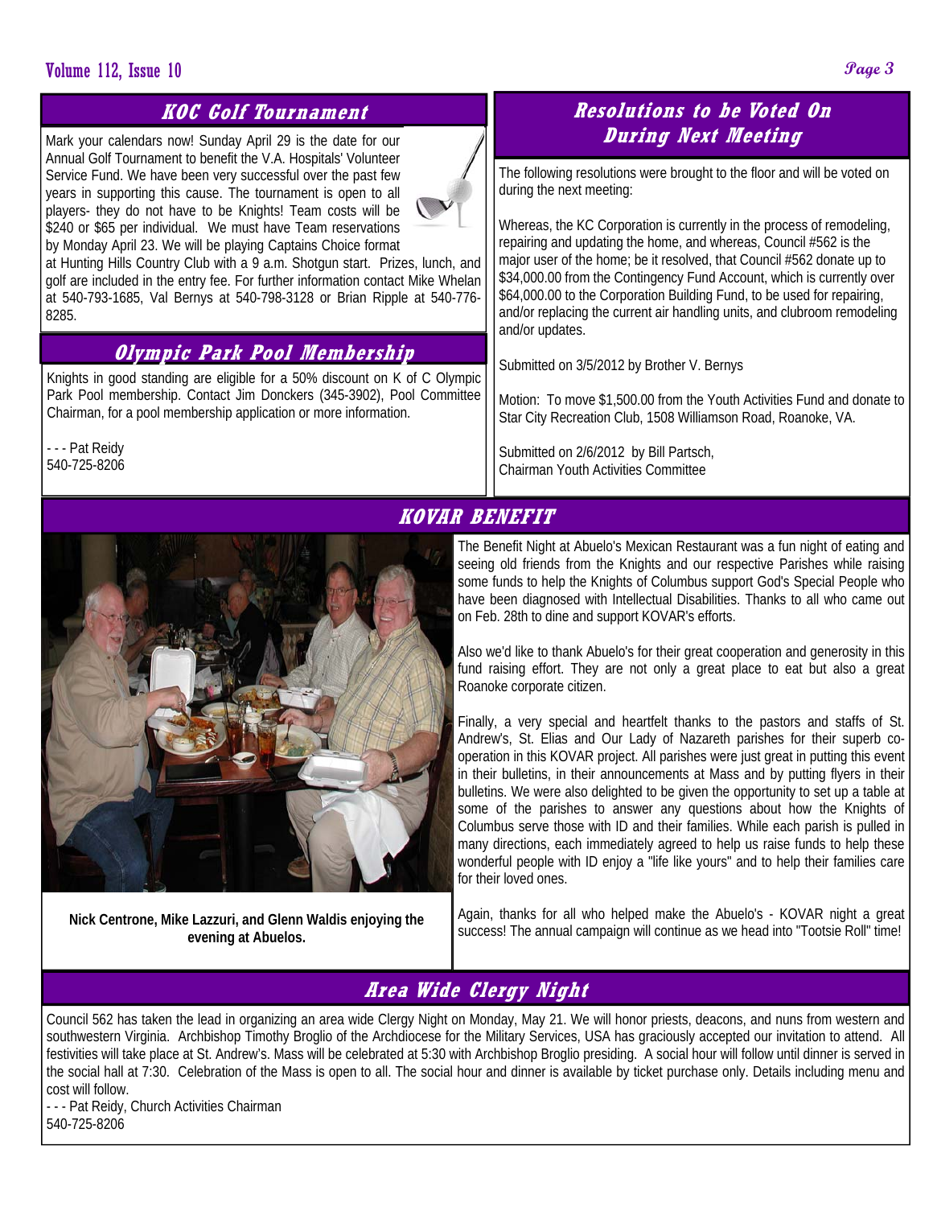## KOC Golf Tournament

Mark your calendars now! Sunday April 29 is the date for our Annual Golf Tournament to benefit the V.A. Hospitals' Volunteer Service Fund. We have been very successful over the past few years in supporting this cause. The tournament is open to all players- they do not have to be Knights! Team costs will be $240 or $65 per individual. We must have Team reservations by Monday April 23. We will be playing Captains Choice format at Hunting Hills Country Club with a 9 a.m. Shotgun start. Prizes, lunch, and golf are included in the entry fee. For further information contact Mike Whelan at 540-793-1685, Val Bernys at 540-798-3128 or Brian Ripple at 540-776-8285.

## Olympic Park Pool Membership

Knights in good standing are eligible for a 50% discount on K of C Olympic Park Pool membership. Contact Jim Donckers (345-3902), Pool Committee Chairman, for a pool membership application or more information.

- - - Pat Reidy
540-725-8206

## Resolutions to be Voted On During Next Meeting

The following resolutions were brought to the floor and will be voted on during the next meeting:

Whereas, the KC Corporation is currently in the process of remodeling, repairing and updating the home, and whereas, Council #562 is the major user of the home; be it resolved, that Council #562 donate up to $34,000.00 from the Contingency Fund Account, which is currently over $64,000.00 to the Corporation Building Fund, to be used for repairing, and/or replacing the current air handling units, and clubroom remodeling and/or updates.

Submitted on 3/5/2012 by Brother V. Bernys

Motion: To move $1,500.00 from the Youth Activities Fund and donate to Star City Recreation Club, 1508 Williamson Road, Roanoke, VA.

Submitted on 2/6/2012 by Bill Partsch,
Chairman Youth Activities Committee

## KOVAR BENEFIT

**Nick Centrone, Mike Lazzuri, and Glenn Waldis enjoying the evening at Abuelos.**

The Benefit Night at Abuelo's Mexican Restaurant was a fun night of eating and seeing old friends from the Knights and our respective Parishes while raising some funds to help the Knights of Columbus support God's Special People who have been diagnosed with Intellectual Disabilities. Thanks to all who came out on Feb. 28th to dine and support KOVAR's efforts.

Also we'd like to thank Abuelo's for their great cooperation and generosity in this fund raising effort. They are not only a great place to eat but also a great Roanoke corporate citizen.

Finally, a very special and heartfelt thanks to the pastors and staffs of St. Andrew's, St. Elias and Our Lady of Nazareth parishes for their superb co-operation in this KOVAR project. All parishes were just great in putting this event in their bulletins, in their announcements at Mass and by putting flyers in their bulletins. We were also delighted to be given the opportunity to set up a table at some of the parishes to answer any questions about how the Knights of Columbus serve those with ID and their families. While each parish is pulled in many directions, each immediately agreed to help us raise funds to help these wonderful people with ID enjoy a "life like yours" and to help their families care for their loved ones.

Again, thanks for all who helped make the Abuelo's - KOVAR night a great success! The annual campaign will continue as we head into "Tootsie Roll" time!

## Area Wide Clergy Night

Council 562 has taken the lead in organizing an area wide Clergy Night on Monday, May 21. We will honor priests, deacons, and nuns from western and southwestern Virginia. Archbishop Timothy Broglio of the Archdiocese for the Military Services, USA has graciously accepted our invitation to attend. All festivities will take place at St. Andrew's. Mass will be celebrated at 5:30 with Archbishop Broglio presiding. A social hour will follow until dinner is served in the social hall at 7:30. Celebration of the Mass is open to all. The social hour and dinner is available by ticket purchase only. Details including menu and cost will follow.

- - - Pat Reidy, Church Activities Chairman
540-725-8206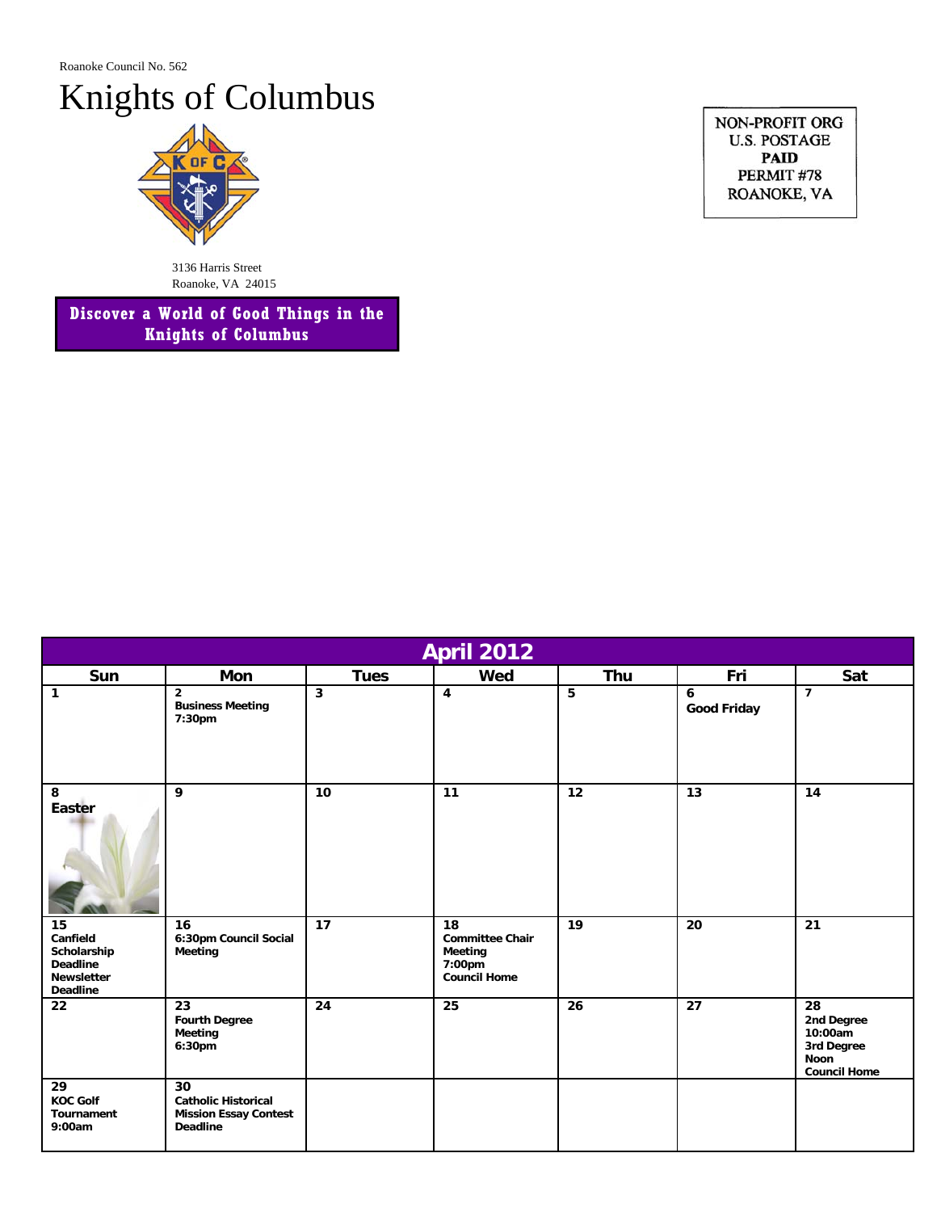Roanoke Council No. 562

# Knights of Columbus

3136 Harris Street
Roanoke, VA 24015

**Discover a World of Good Things in the Knights of Columbus**

NON-PROFIT ORG
U.S. POSTAGE
**PAID**
PERMIT #78
ROANOKE, VA

## April 2012

| Sun | Mon | Tues | Wed | Thu | Fri | Sat |
|---|---|---|---|---|---|---|
| 1 | 2 **Business Meeting 7:30pm** | 3 | 4 | 5 | 6 **Good Friday** | 7 |
| 8 **Easter** | 9 | 10 | 11 | 12 | 13 | 14 |
| 15 **Canfield Scholarship Deadline Newsletter Deadline** | 16 **6:30pm Council Social Meeting** | 17 | 18 **Committee Chair Meeting 7:00pm Council Home** | 19 | 20 | 21 |
| 22 | 23 **Fourth Degree Meeting 6:30pm** | 24 | 25 | 26 | 27 | 28 **2nd Degree 10:00am 3rd Degree Noon Council Home** |
| 29 **KOC Golf Tournament 9:00am** | 30 **Catholic Historical Mission Essay Contest Deadline** | | | | | |